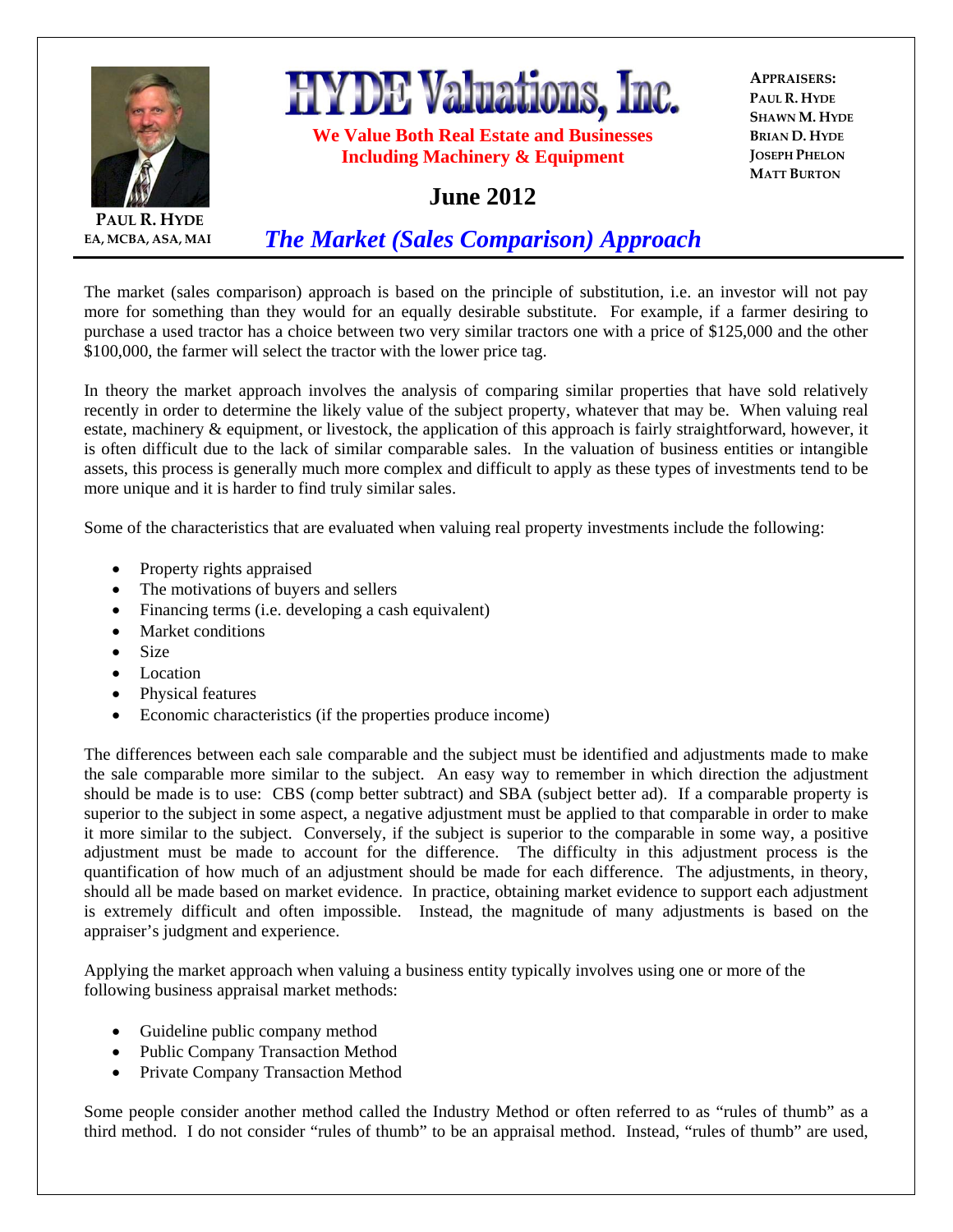**PAUL R. HYDE**
EA, MCBA, ASA, MAI

# HYDE Valuations, Inc.

**We Value Both Real Estate and Businesses**
**Including Machinery & Equipment**

**APPRAISERS:**
PAUL R. HYDE
SHAWN M. HYDE
BRIAN D. HYDE
JOSEPH PHELON
MATT BURTON

**June 2012**

## *The Market (Sales Comparison) Approach*

The market (sales comparison) approach is based on the principle of substitution, i.e. an investor will not pay more for something than they would for an equally desirable substitute. For example, if a farmer desiring to purchase a used tractor has a choice between two very similar tractors one with a price of $125,000 and the other $100,000, the farmer will select the tractor with the lower price tag.

In theory the market approach involves the analysis of comparing similar properties that have sold relatively recently in order to determine the likely value of the subject property, whatever that may be. When valuing real estate, machinery & equipment, or livestock, the application of this approach is fairly straightforward, however, it is often difficult due to the lack of similar comparable sales. In the valuation of business entities or intangible assets, this process is generally much more complex and difficult to apply as these types of investments tend to be more unique and it is harder to find truly similar sales.

Some of the characteristics that are evaluated when valuing real property investments include the following:

- Property rights appraised
- The motivations of buyers and sellers
- Financing terms (i.e. developing a cash equivalent)
- Market conditions
- Size
- Location
- Physical features
- Economic characteristics (if the properties produce income)

The differences between each sale comparable and the subject must be identified and adjustments made to make the sale comparable more similar to the subject. An easy way to remember in which direction the adjustment should be made is to use: CBS (comp better subtract) and SBA (subject better ad). If a comparable property is superior to the subject in some aspect, a negative adjustment must be applied to that comparable in order to make it more similar to the subject. Conversely, if the subject is superior to the comparable in some way, a positive adjustment must be made to account for the difference. The difficulty in this adjustment process is the quantification of how much of an adjustment should be made for each difference. The adjustments, in theory, should all be made based on market evidence. In practice, obtaining market evidence to support each adjustment is extremely difficult and often impossible. Instead, the magnitude of many adjustments is based on the appraiser's judgment and experience.

Applying the market approach when valuing a business entity typically involves using one or more of the following business appraisal market methods:

- Guideline public company method
- Public Company Transaction Method
- Private Company Transaction Method

Some people consider another method called the Industry Method or often referred to as "rules of thumb" as a third method. I do not consider "rules of thumb" to be an appraisal method. Instead, "rules of thumb" are used,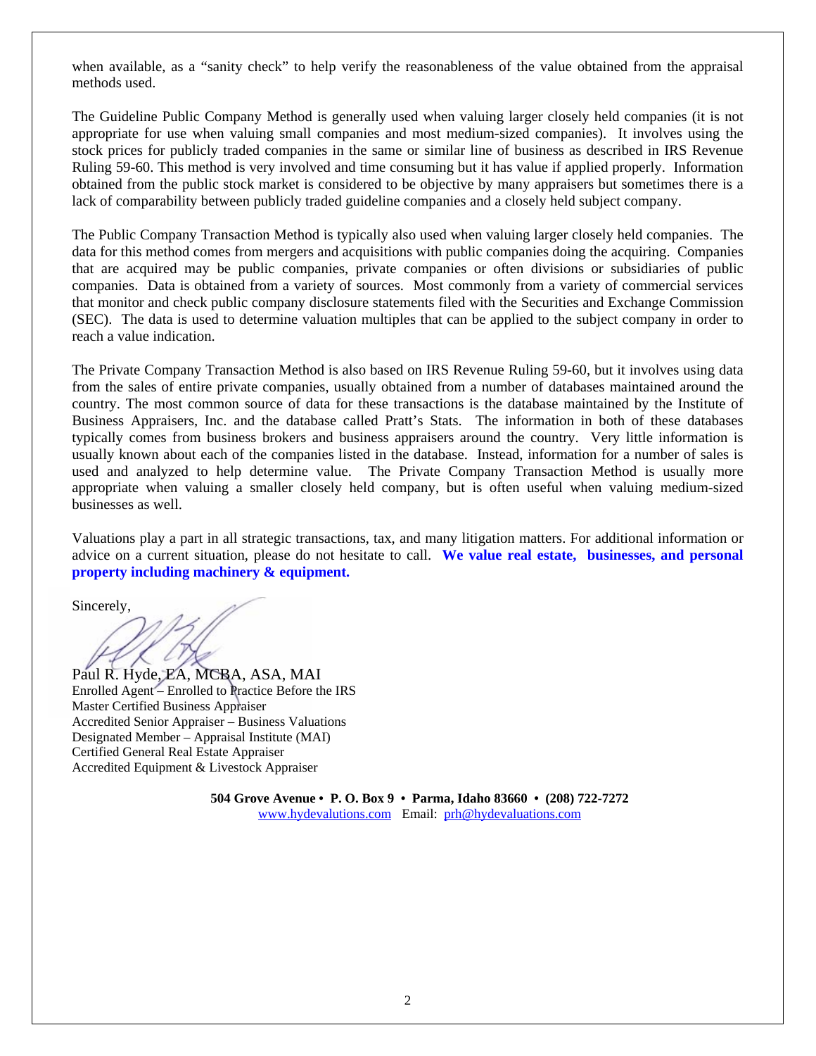when available, as a "sanity check" to help verify the reasonableness of the value obtained from the appraisal methods used.

The Guideline Public Company Method is generally used when valuing larger closely held companies (it is not appropriate for use when valuing small companies and most medium-sized companies). It involves using the stock prices for publicly traded companies in the same or similar line of business as described in IRS Revenue Ruling 59-60. This method is very involved and time consuming but it has value if applied properly. Information obtained from the public stock market is considered to be objective by many appraisers but sometimes there is a lack of comparability between publicly traded guideline companies and a closely held subject company.

The Public Company Transaction Method is typically also used when valuing larger closely held companies. The data for this method comes from mergers and acquisitions with public companies doing the acquiring. Companies that are acquired may be public companies, private companies or often divisions or subsidiaries of public companies. Data is obtained from a variety of sources. Most commonly from a variety of commercial services that monitor and check public company disclosure statements filed with the Securities and Exchange Commission (SEC). The data is used to determine valuation multiples that can be applied to the subject company in order to reach a value indication.

The Private Company Transaction Method is also based on IRS Revenue Ruling 59-60, but it involves using data from the sales of entire private companies, usually obtained from a number of databases maintained around the country. The most common source of data for these transactions is the database maintained by the Institute of Business Appraisers, Inc. and the database called Pratt's Stats. The information in both of these databases typically comes from business brokers and business appraisers around the country. Very little information is usually known about each of the companies listed in the database. Instead, information for a number of sales is used and analyzed to help determine value. The Private Company Transaction Method is usually more appropriate when valuing a smaller closely held company, but is often useful when valuing medium-sized businesses as well.

Valuations play a part in all strategic transactions, tax, and many litigation matters. For additional information or advice on a current situation, please do not hesitate to call. **We value real estate, businesses, and personal property including machinery & equipment.**

Sincerely,

Paul R. Hyde, EA, MCBA, ASA, MAI
Enrolled Agent – Enrolled to Practice Before the IRS
Master Certified Business Appraiser
Accredited Senior Appraiser – Business Valuations
Designated Member – Appraisal Institute (MAI)
Certified General Real Estate Appraiser
Accredited Equipment & Livestock Appraiser

**504 Grove Avenue • P. O. Box 9 • Parma, Idaho 83660 • (208) 722-7272**
www.hydevalutions.com Email: prh@hydevaluations.com